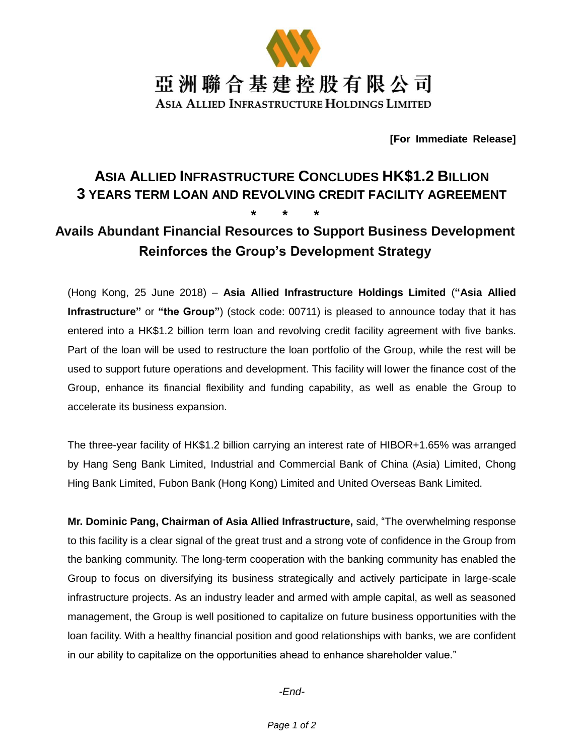亞洲聯合基建控股有限公司

ASIA ALLIED INFRASTRUCTURE HOLDINGS LIMITED

**[For Immediate Release]**

# ASIA ALLIED INFRASTRUCTURE CONCLUDES HK$1.2 BILLION 3 YEARS TERM LOAN AND REVOLVING CREDIT FACILITY AGREEMENT

\* \* \*

## Avails Abundant Financial Resources to Support Business Development Reinforces the Group's Development Strategy

(Hong Kong, 25 June 2018) – **Asia Allied Infrastructure Holdings Limited** (**"Asia Allied Infrastructure"** or **"the Group"**) (stock code: 00711) is pleased to announce today that it has entered into a HK$1.2 billion term loan and revolving credit facility agreement with five banks. Part of the loan will be used to restructure the loan portfolio of the Group, while the rest will be used to support future operations and development. This facility will lower the finance cost of the Group, enhance its financial flexibility and funding capability, as well as enable the Group to accelerate its business expansion.

The three-year facility of HK$1.2 billion carrying an interest rate of HIBOR+1.65% was arranged by Hang Seng Bank Limited, Industrial and Commercial Bank of China (Asia) Limited, Chong Hing Bank Limited, Fubon Bank (Hong Kong) Limited and United Overseas Bank Limited.

**Mr. Dominic Pang, Chairman of Asia Allied Infrastructure,** said, "The overwhelming response to this facility is a clear signal of the great trust and a strong vote of confidence in the Group from the banking community. The long-term cooperation with the banking community has enabled the Group to focus on diversifying its business strategically and actively participate in large-scale infrastructure projects. As an industry leader and armed with ample capital, as well as seasoned management, the Group is well positioned to capitalize on future business opportunities with the loan facility. With a healthy financial position and good relationships with banks, we are confident in our ability to capitalize on the opportunities ahead to enhance shareholder value."

*-End-*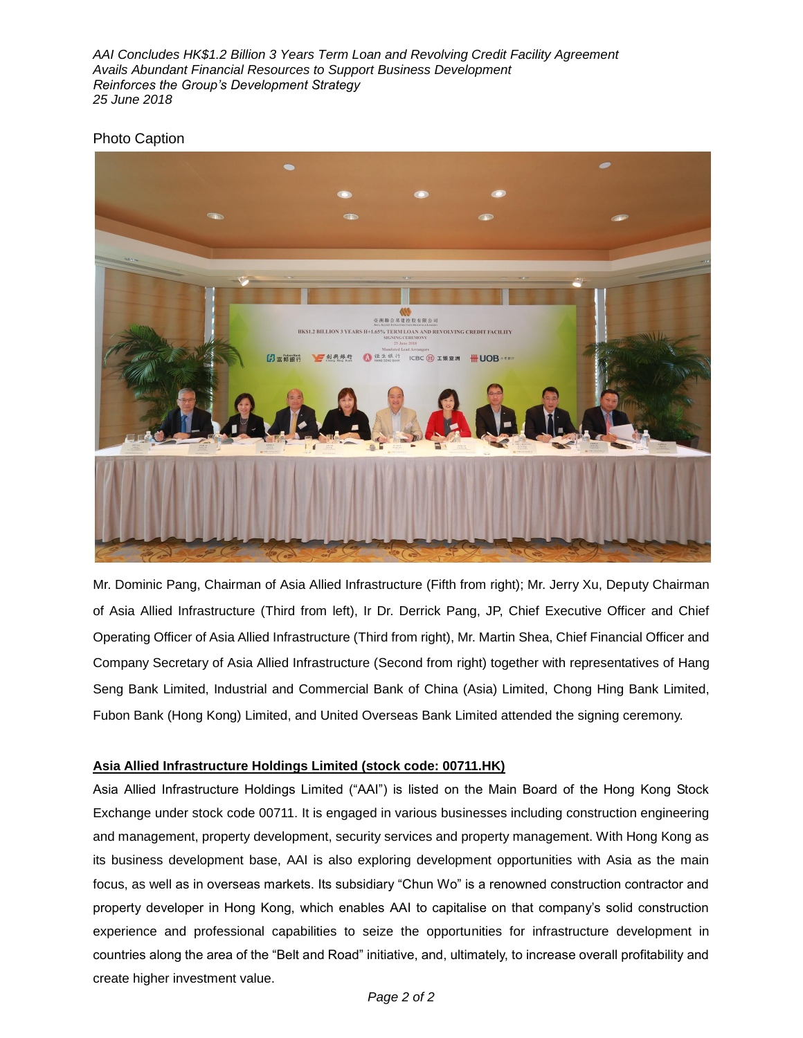*AAI Concludes HK$1.2 Billion 3 Years Term Loan and Revolving Credit Facility Agreement*
*Avails Abundant Financial Resources to Support Business Development*
*Reinforces the Group's Development Strategy*
*25 June 2018*

Photo Caption

Mr. Dominic Pang, Chairman of Asia Allied Infrastructure (Fifth from right); Mr. Jerry Xu, Deputy Chairman of Asia Allied Infrastructure (Third from left), Ir Dr. Derrick Pang, JP, Chief Executive Officer and Chief Operating Officer of Asia Allied Infrastructure (Third from right), Mr. Martin Shea, Chief Financial Officer and Company Secretary of Asia Allied Infrastructure (Second from right) together with representatives of Hang Seng Bank Limited, Industrial and Commercial Bank of China (Asia) Limited, Chong Hing Bank Limited, Fubon Bank (Hong Kong) Limited, and United Overseas Bank Limited attended the signing ceremony.

**Asia Allied Infrastructure Holdings Limited (stock code: 00711.HK)**

Asia Allied Infrastructure Holdings Limited ("AAI") is listed on the Main Board of the Hong Kong Stock Exchange under stock code 00711. It is engaged in various businesses including construction engineering and management, property development, security services and property management. With Hong Kong as its business development base, AAI is also exploring development opportunities with Asia as the main focus, as well as in overseas markets. Its subsidiary "Chun Wo" is a renowned construction contractor and property developer in Hong Kong, which enables AAI to capitalise on that company's solid construction experience and professional capabilities to seize the opportunities for infrastructure development in countries along the area of the "Belt and Road" initiative, and, ultimately, to increase overall profitability and create higher investment value.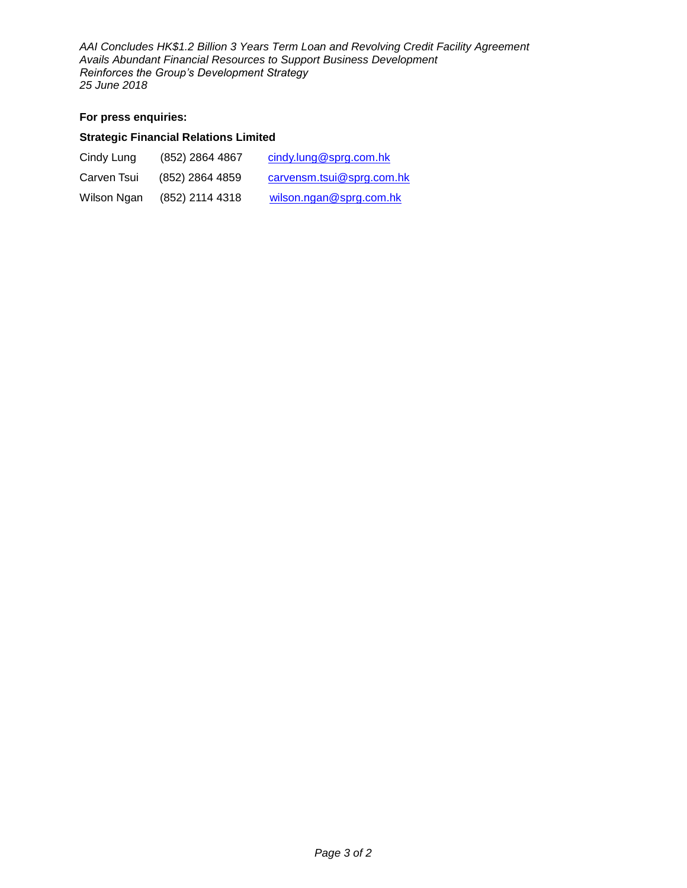**For press enquiries:**

**Strategic Financial Relations Limited**

| | | |
|---|---|---|
| Cindy Lung | (852) 2864 4867 | cindy.lung@sprg.com.hk |
| Carven Tsui | (852) 2864 4859 | carvensm.tsui@sprg.com.hk |
| Wilson Ngan | (852) 2114 4318 | wilson.ngan@sprg.com.hk |